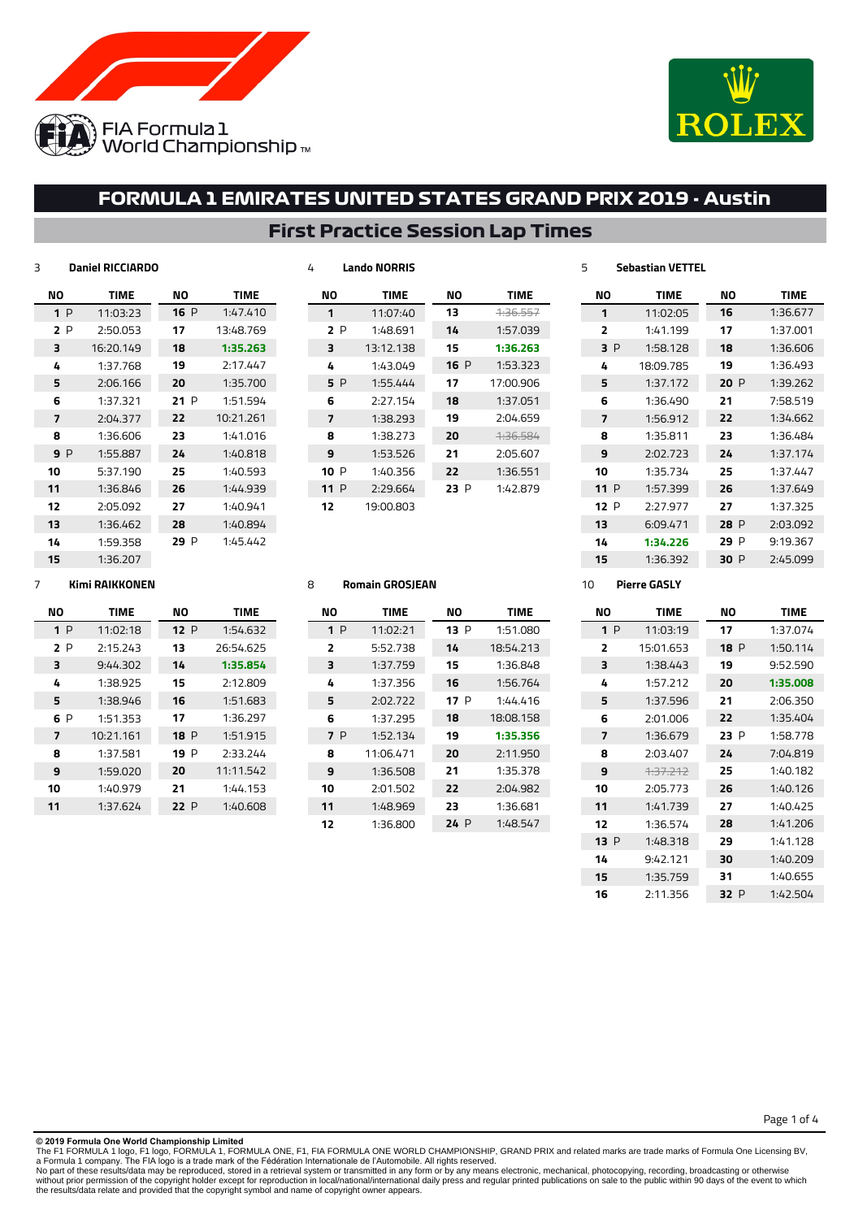FIA Formula 1 World Championship

# FORMULA 1 EMIRATES UNITED STATES GRAND PRIX 2019 - Austin

## First Practice Session Lap Times

### 3 Daniel RICCIARDO

| NO | TIME | NO | TIME |
|---|---|---|---|
| 1 P | 11:03:23 | 16 P | 1:47.410 |
| 2 P | 2:50.053 | 17 | 13:48.769 |
| 3 | 16:20.149 | 18 | **1:35.263** |
| 4 | 1:37.768 | 19 | 2:17.447 |
| 5 | 2:06.166 | 20 | 1:35.700 |
| 6 | 1:37.321 | 21 P | 1:51.594 |
| 7 | 2:04.377 | 22 | 10:21.261 |
| 8 | 1:36.606 | 23 | 1:41.016 |
| 9 P | 1:55.887 | 24 | 1:40.818 |
| 10 | 5:37.190 | 25 | 1:40.593 |
| 11 | 1:36.846 | 26 | 1:44.939 |
| 12 | 2:05.092 | 27 | 1:40.941 |
| 13 | 1:36.462 | 28 | 1:40.894 |
| 14 | 1:59.358 | 29 P | 1:45.442 |
| 15 | 1:36.207 | | |

### 4 Lando NORRIS

| NO | TIME | NO | TIME |
|---|---|---|---|
| 1 | 11:07:40 | 13 | ~~1:36.557~~ |
| 2 P | 1:48.691 | 14 | 1:57.039 |
| 3 | 13:12.138 | 15 | **1:36.263** |
| 4 | 1:43.049 | 16 P | 1:53.323 |
| 5 P | 1:55.444 | 17 | 17:00.906 |
| 6 | 2:27.154 | 18 | 1:37.051 |
| 7 | 1:38.293 | 19 | 2:04.659 |
| 8 | 1:38.273 | 20 | ~~1:36.584~~ |
| 9 | 1:53.526 | 21 | 2:05.607 |
| 10 P | 1:40.356 | 22 | 1:36.551 |
| 11 P | 2:29.664 | 23 P | 1:42.879 |
| 12 | 19:00.803 | | |

### 5 Sebastian VETTEL

| NO | TIME | NO | TIME |
|---|---|---|---|
| 1 | 11:02:05 | 16 | 1:36.677 |
| 2 | 1:41.199 | 17 | 1:37.001 |
| 3 P | 1:58.128 | 18 | 1:36.606 |
| 4 | 18:09.785 | 19 | 1:36.493 |
| 5 | 1:37.172 | 20 P | 1:39.262 |
| 6 | 1:36.490 | 21 | 7:58.519 |
| 7 | 1:56.912 | 22 | 1:34.662 |
| 8 | 1:35.811 | 23 | 1:36.484 |
| 9 | 2:02.723 | 24 | 1:37.174 |
| 10 | 1:35.734 | 25 | 1:37.447 |
| 11 P | 1:57.399 | 26 | 1:37.649 |
| 12 P | 2:27.977 | 27 | 1:37.325 |
| 13 | 6:09.471 | 28 P | 2:03.092 |
| 14 | **1:34.226** | 29 P | 9:19.367 |
| 15 | 1:36.392 | 30 P | 2:45.099 |

### 7 Kimi RAIKKONEN

| NO | TIME | NO | TIME |
|---|---|---|---|
| 1 P | 11:02:18 | 12 P | 1:54.632 |
| 2 P | 2:15.243 | 13 | 26:54.625 |
| 3 | 9:44.302 | 14 | **1:35.854** |
| 4 | 1:38.925 | 15 | 2:12.809 |
| 5 | 1:38.946 | 16 | 1:51.683 |
| 6 P | 1:51.353 | 17 | 1:36.297 |
| 7 | 10:21.161 | 18 P | 1:51.915 |
| 8 | 1:37.581 | 19 P | 2:33.244 |
| 9 | 1:59.020 | 20 | 11:11.542 |
| 10 | 1:40.979 | 21 | 1:44.153 |
| 11 | 1:37.624 | 22 P | 1:40.608 |

### 8 Romain GROSJEAN

| NO | TIME | NO | TIME |
|---|---|---|---|
| 1 P | 11:02:21 | 13 P | 1:51.080 |
| 2 | 5:52.738 | 14 | 18:54.213 |
| 3 | 1:37.759 | 15 | 1:36.848 |
| 4 | 1:37.356 | 16 | 1:56.764 |
| 5 | 2:02.722 | 17 P | 1:44.416 |
| 6 | 1:37.295 | 18 | 18:08.158 |
| 7 P | 1:52.134 | 19 | **1:35.356** |
| 8 | 11:06.471 | 20 | 2:11.950 |
| 9 | 1:36.508 | 21 | 1:35.378 |
| 10 | 2:01.502 | 22 | 2:04.982 |
| 11 | 1:48.969 | 23 | 1:36.681 |
| 12 | 1:36.800 | 24 P | 1:48.547 |

### 10 Pierre GASLY

| NO | TIME | NO | TIME |
|---|---|---|---|
| 1 P | 11:03:19 | 17 | 1:37.074 |
| 2 | 15:01.653 | 18 P | 1:50.114 |
| 3 | 1:38.443 | 19 | 9:52.590 |
| 4 | 1:57.212 | 20 | **1:35.008** |
| 5 | 1:37.596 | 21 | 2:06.350 |
| 6 | 2:01.006 | 22 | 1:35.404 |
| 7 | 1:36.679 | 23 P | 1:58.778 |
| 8 | 2:03.407 | 24 | 7:04.819 |
| 9 | ~~1:37.212~~ | 25 | 1:40.182 |
| 10 | 2:05.773 | 26 | 1:40.126 |
| 11 | 1:41.739 | 27 | 1:40.425 |
| 12 | 1:36.574 | 28 | 1:41.206 |
| 13 P | 1:48.318 | 29 | 1:41.128 |
| 14 | 9:42.121 | 30 | 1:40.209 |
| 15 | 1:35.759 | 31 | 1:40.655 |
| 16 | 2:11.356 | 32 P | 1:42.504 |

**© 2019 Formula One World Championship Limited**
The F1 FORMULA 1 logo, F1 logo, FORMULA 1, FORMULA ONE, F1, FIA FORMULA ONE WORLD CHAMPIONSHIP, GRAND PRIX and related marks are trade marks of Formula One Licensing BV, a Formula 1 company. The FIA logo is a trade mark of the Fédération Internationale de l'Automobile. All rights reserved.
No part of these results/data may be reproduced, stored in a retrieval system or transmitted in any form or by any means electronic, mechanical, photocopying, recording, broadcasting or otherwise without prior permission of the copyright holder except for reproduction in local/national/international daily press and regular printed publications on sale to the public within 90 days of the event to which the results/data relate and provided that the copyright symbol and name of copyright owner appears.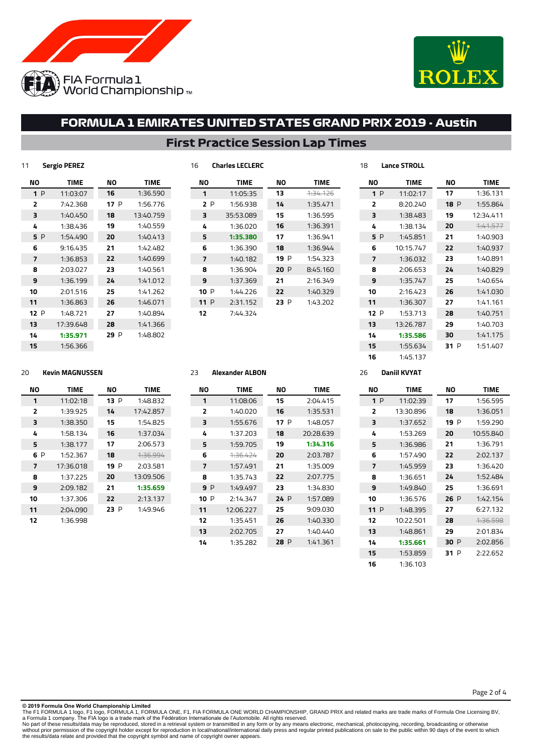# FORMULA 1 EMIRATES UNITED STATES GRAND PRIX 2019 - Austin

## First Practice Session Lap Times

### 11 Sergio PEREZ

| NO | TIME | NO | TIME |
|---|---|---|---|
| 1 P | 11:03:07 | 16 | 1:36.590 |
| 2 | 7:42.368 | 17 P | 1:56.776 |
| 3 | 1:40.450 | 18 | 13:40.759 |
| 4 | 1:38.436 | 19 | 1:40.559 |
| 5 P | 1:54.490 | 20 | 1:40.413 |
| 6 | 9:16.435 | 21 | 1:42.482 |
| 7 | 1:36.853 | 22 | 1:40.699 |
| 8 | 2:03.027 | 23 | 1:40.561 |
| 9 | 1:36.199 | 24 | 1:41.012 |
| 10 | 2:01.516 | 25 | 1:41.262 |
| 11 | 1:36.863 | 26 | 1:46.071 |
| 12 P | 1:48.721 | 27 | 1:40.894 |
| 13 | 17:39.648 | 28 | 1:41.366 |
| 14 | **1:35.971** | 29 P | 1:48.802 |
| 15 | 1:56.366 | | |

### 16 Charles LECLERC

| NO | TIME | NO | TIME |
|---|---|---|---|
| 1 | 11:05:35 | 13 | ~~1:34.126~~ |
| 2 P | 1:56.938 | 14 | 1:35.471 |
| 3 | 35:53.089 | 15 | 1:36.595 |
| 4 | 1:36.020 | 16 | 1:36.391 |
| 5 | **1:35.380** | 17 | 1:36.941 |
| 6 | 1:36.390 | 18 | 1:36.944 |
| 7 | 1:40.182 | 19 P | 1:54.323 |
| 8 | 1:36.904 | 20 P | 8:45.160 |
| 9 | 1:37.369 | 21 | 2:16.349 |
| 10 P | 1:44.226 | 22 | 1:40.329 |
| 11 P | 2:31.152 | 23 P | 1:43.202 |
| 12 | 7:44.324 | | |

### 18 Lance STROLL

| NO | TIME | NO | TIME |
|---|---|---|---|
| 1 P | 11:02:17 | 17 | 1:36.131 |
| 2 | 8:20.240 | 18 P | 1:55.864 |
| 3 | 1:38.483 | 19 | 12:34.411 |
| 4 | 1:38.134 | 20 | ~~1:41.577~~ |
| 5 P | 1:45.851 | 21 | 1:40.903 |
| 6 | 10:15.747 | 22 | 1:40.937 |
| 7 | 1:36.032 | 23 | 1:40.891 |
| 8 | 2:06.653 | 24 | 1:40.829 |
| 9 | 1:35.747 | 25 | 1:40.654 |
| 10 | 2:16.423 | 26 | 1:41.030 |
| 11 | 1:36.307 | 27 | 1:41.161 |
| 12 P | 1:53.713 | 28 | 1:40.751 |
| 13 | 13:26.787 | 29 | 1:40.703 |
| 14 | **1:35.586** | 30 | 1:41.175 |
| 15 | 1:55.634 | 31 P | 1:51.407 |
| 16 | 1:45.137 | | |

### 20 Kevin MAGNUSSEN

| NO | TIME | NO | TIME |
|---|---|---|---|
| 1 | 11:02:18 | 13 P | 1:48.832 |
| 2 | 1:39.925 | 14 | 17:42.857 |
| 3 | 1:38.350 | 15 | 1:54.825 |
| 4 | 1:58.134 | 16 | 1:37.034 |
| 5 | 1:38.177 | 17 | 2:06.573 |
| 6 P | 1:52.367 | 18 | ~~1:36.994~~ |
| 7 | 17:36.018 | 19 P | 2:03.581 |
| 8 | 1:37.225 | 20 | 13:09.506 |
| 9 | 2:09.182 | 21 | **1:35.659** |
| 10 | 1:37.306 | 22 | 2:13.137 |
| 11 | 2:04.090 | 23 P | 1:49.946 |
| 12 | 1:36.998 | | |

### 23 Alexander ALBON

| NO | TIME | NO | TIME |
|---|---|---|---|
| 1 | 11:08:06 | 15 | 2:04.415 |
| 2 | 1:40.020 | 16 | 1:35.531 |
| 3 | 1:55.676 | 17 P | 1:48.057 |
| 4 | 1:37.203 | 18 | 20:28.639 |
| 5 | 1:59.705 | 19 | **1:34.316** |
| 6 | ~~1:36.424~~ | 20 | 2:03.787 |
| 7 | 1:57.491 | 21 | 1:35.009 |
| 8 | 1:35.743 | 22 | 2:07.775 |
| 9 P | 1:49.497 | 23 | 1:34.830 |
| 10 P | 2:14.347 | 24 P | 1:57.089 |
| 11 | 12:06.227 | 25 | 9:09.030 |
| 12 | 1:35.451 | 26 | 1:40.330 |
| 13 | 2:02.705 | 27 | 1:40.440 |
| 14 | 1:35.282 | 28 P | 1:41.361 |

### 26 Daniil KVYAT

| NO | TIME | NO | TIME |
|---|---|---|---|
| 1 P | 11:02:39 | 17 | 1:56.595 |
| 2 | 13:30.896 | 18 | 1:36.051 |
| 3 | 1:37.652 | 19 P | 1:59.290 |
| 4 | 1:53.269 | 20 | 10:55.840 |
| 5 | 1:36.986 | 21 | 1:36.791 |
| 6 | 1:57.490 | 22 | 2:02.137 |
| 7 | 1:45.959 | 23 | 1:36.420 |
| 8 | 1:36.651 | 24 | 1:52.484 |
| 9 | 1:49.840 | 25 | 1:36.691 |
| 10 | 1:36.576 | 26 P | 1:42.154 |
| 11 P | 1:48.395 | 27 | 6:27.132 |
| 12 | 10:22.501 | 28 | ~~1:36.598~~ |
| 13 | 1:48.861 | 29 | 2:01.834 |
| 14 | **1:35.661** | 30 P | 2:02.856 |
| 15 | 1:53.859 | 31 P | 2:22.652 |
| 16 | 1:36.103 | | |

**© 2019 Formula One World Championship Limited**
The F1 FORMULA 1 logo, F1 logo, FORMULA 1, FORMULA ONE, F1, FIA FORMULA ONE WORLD CHAMPIONSHIP, GRAND PRIX and related marks are trade marks of Formula One Licensing BV, a Formula 1 company. The FIA logo is a trade mark of the Fédération Internationale de l'Automobile. All rights reserved.
No part of these results/data may be reproduced, stored in a retrieval system or transmitted in any form or by any means electronic, mechanical, photocopying, recording, broadcasting or otherwise without prior permission of the copyright holder except for reproduction in local/national/international daily press and regular printed publications on sale to the public within 90 days of the event to which the results/data relate and provided that the copyright symbol and name of copyright owner appears.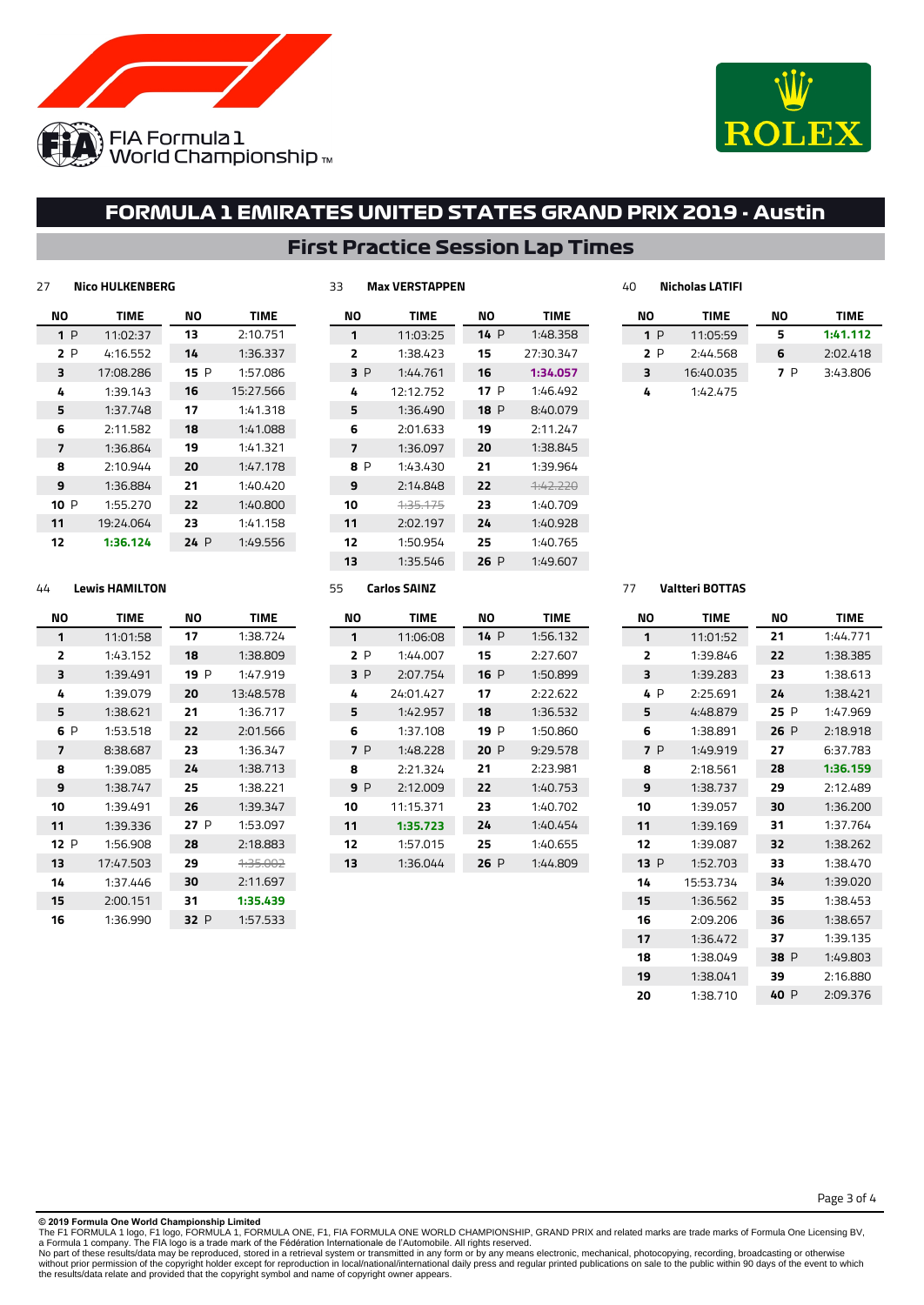FIA Formula 1 World Championship

# FORMULA 1 EMIRATES UNITED STATES GRAND PRIX 2019 - Austin

## First Practice Session Lap Times

### 27 Nico HULKENBERG

| NO | TIME | NO | TIME |
|---|---|---|---|
| 1 P | 11:02:37 | 13 | 2:10.751 |
| 2 P | 4:16.552 | 14 | 1:36.337 |
| 3 | 17:08.286 | 15 P | 1:57.086 |
| 4 | 1:39.143 | 16 | 15:27.566 |
| 5 | 1:37.748 | 17 | 1:41.318 |
| 6 | 2:11.582 | 18 | 1:41.088 |
| 7 | 1:36.864 | 19 | 1:41.321 |
| 8 | 2:10.944 | 20 | 1:47.178 |
| 9 | 1:36.884 | 21 | 1:40.420 |
| 10 P | 1:55.270 | 22 | 1:40.800 |
| 11 | 19:24.064 | 23 | 1:41.158 |
| 12 | **1:36.124** | 24 P | 1:49.556 |

### 33 Max VERSTAPPEN

| NO | TIME | NO | TIME |
|---|---|---|---|
| 1 | 11:03:25 | 14 P | 1:48.358 |
| 2 | 1:38.423 | 15 | 27:30.347 |
| 3 P | 1:44.761 | 16 | **1:34.057** |
| 4 | 12:12.752 | 17 P | 1:46.492 |
| 5 | 1:36.490 | 18 P | 8:40.079 |
| 6 | 2:01.633 | 19 | 2:11.247 |
| 7 | 1:36.097 | 20 | 1:38.845 |
| 8 P | 1:43.430 | 21 | 1:39.964 |
| 9 | 2:14.848 | 22 | ~~1:42.220~~ |
| 10 | ~~1:35.175~~ | 23 | 1:40.709 |
| 11 | 2:02.197 | 24 | 1:40.928 |
| 12 | 1:50.954 | 25 | 1:40.765 |
| 13 | 1:35.546 | 26 P | 1:49.607 |

### 40 Nicholas LATIFI

| NO | TIME | NO | TIME |
|---|---|---|---|
| 1 P | 11:05:59 | 5 | **1:41.112** |
| 2 P | 2:44.568 | 6 | 2:02.418 |
| 3 | 16:40.035 | 7 P | 3:43.806 |
| 4 | 1:42.475 | | |

### 44 Lewis HAMILTON

| NO | TIME | NO | TIME |
|---|---|---|---|
| 1 | 11:01:58 | 17 | 1:38.724 |
| 2 | 1:43.152 | 18 | 1:38.809 |
| 3 | 1:39.491 | 19 P | 1:47.919 |
| 4 | 1:39.079 | 20 | 13:48.578 |
| 5 | 1:38.621 | 21 | 1:36.717 |
| 6 P | 1:53.518 | 22 | 2:01.566 |
| 7 | 8:38.687 | 23 | 1:36.347 |
| 8 | 1:39.085 | 24 | 1:38.713 |
| 9 | 1:38.747 | 25 | 1:38.221 |
| 10 | 1:39.491 | 26 | 1:39.347 |
| 11 | 1:39.336 | 27 P | 1:53.097 |
| 12 P | 1:56.908 | 28 | 2:18.883 |
| 13 | 17:47.503 | 29 | ~~1:35.002~~ |
| 14 | 1:37.446 | 30 | 2:11.697 |
| 15 | 2:00.151 | 31 | **1:35.439** |
| 16 | 1:36.990 | 32 P | 1:57.533 |

### 55 Carlos SAINZ

| NO | TIME | NO | TIME |
|---|---|---|---|
| 1 | 11:06:08 | 14 P | 1:56.132 |
| 2 P | 1:44.007 | 15 | 2:27.607 |
| 3 P | 2:07.754 | 16 P | 1:50.899 |
| 4 | 24:01.427 | 17 | 2:22.622 |
| 5 | 1:42.957 | 18 | 1:36.532 |
| 6 | 1:37.108 | 19 P | 1:50.860 |
| 7 P | 1:48.228 | 20 P | 9:29.578 |
| 8 | 2:21.324 | 21 | 2:23.981 |
| 9 P | 2:12.009 | 22 | 1:40.753 |
| 10 | 11:15.371 | 23 | 1:40.702 |
| 11 | **1:35.723** | 24 | 1:40.454 |
| 12 | 1:57.015 | 25 | 1:40.655 |
| 13 | 1:36.044 | 26 P | 1:44.809 |

### 77 Valtteri BOTTAS

| NO | TIME | NO | TIME |
|---|---|---|---|
| 1 | 11:01:52 | 21 | 1:44.771 |
| 2 | 1:39.846 | 22 | 1:38.385 |
| 3 | 1:39.283 | 23 | 1:38.613 |
| 4 P | 2:25.691 | 24 | 1:38.421 |
| 5 | 4:48.879 | 25 P | 1:47.969 |
| 6 | 1:38.891 | 26 P | 2:18.918 |
| 7 P | 1:49.919 | 27 | 6:37.783 |
| 8 | 2:18.561 | 28 | **1:36.159** |
| 9 | 1:38.737 | 29 | 2:12.489 |
| 10 | 1:39.057 | 30 | 1:36.200 |
| 11 | 1:39.169 | 31 | 1:37.764 |
| 12 | 1:39.087 | 32 | 1:38.262 |
| 13 P | 1:52.703 | 33 | 1:38.470 |
| 14 | 15:53.734 | 34 | 1:39.020 |
| 15 | 1:36.562 | 35 | 1:38.453 |
| 16 | 2:09.206 | 36 | 1:38.657 |
| 17 | 1:36.472 | 37 | 1:39.135 |
| 18 | 1:38.049 | 38 P | 1:49.803 |
| 19 | 1:38.041 | 39 | 2:16.880 |
| 20 | 1:38.710 | 40 P | 2:09.376 |

**© 2019 Formula One World Championship Limited**
The F1 FORMULA 1 logo, F1 logo, FORMULA 1, FORMULA ONE, F1, FIA FORMULA ONE WORLD CHAMPIONSHIP, GRAND PRIX and related marks are trade marks of Formula One Licensing BV, a Formula 1 company. The FIA logo is a trade mark of the Fédération Internationale de l'Automobile. All rights reserved.
No part of these results/data may be reproduced, stored in a retrieval system or transmitted in any form or by any means electronic, mechanical, photocopying, recording, broadcasting or otherwise without prior permission of the copyright holder except for reproduction in local/national/international daily press and regular printed publications on sale to the public within 90 days of the event to which the results/data relate and provided that the copyright symbol and name of copyright owner appears.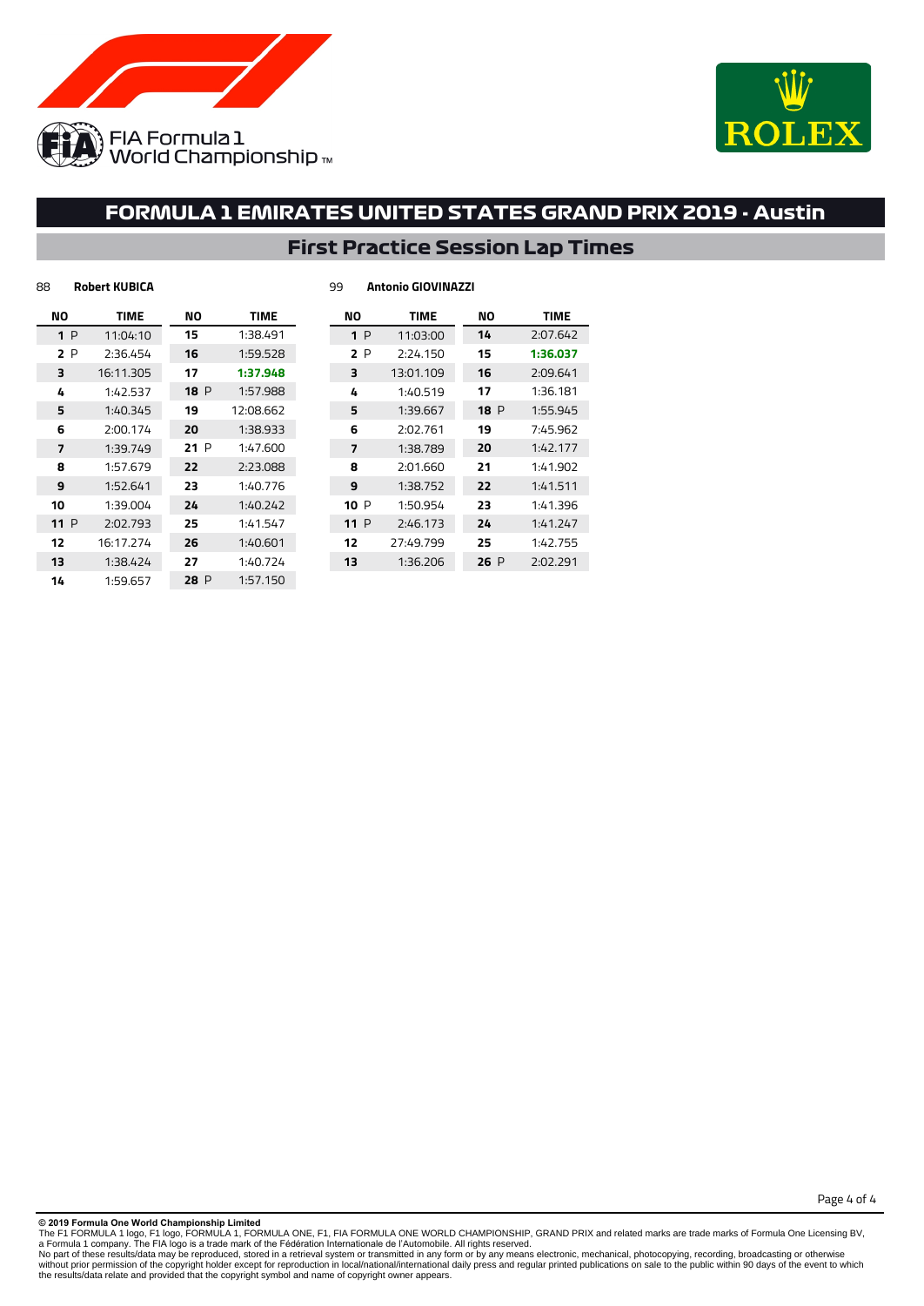FIA Formula 1 World Championship

# FORMULA 1 EMIRATES UNITED STATES GRAND PRIX 2019 - Austin

## First Practice Session Lap Times

88 **Robert KUBICA**

| NO | TIME | NO | TIME |
|---|---|---|---|
| 1 P | 11:04:10 | 15 | 1:38.491 |
| 2 P | 2:36.454 | 16 | 1:59.528 |
| 3 | 16:11.305 | 17 | **1:37.948** |
| 4 | 1:42.537 | 18 P | 1:57.988 |
| 5 | 1:40.345 | 19 | 12:08.662 |
| 6 | 2:00.174 | 20 | 1:38.933 |
| 7 | 1:39.749 | 21 P | 1:47.600 |
| 8 | 1:57.679 | 22 | 2:23.088 |
| 9 | 1:52.641 | 23 | 1:40.776 |
| 10 | 1:39.004 | 24 | 1:40.242 |
| 11 P | 2:02.793 | 25 | 1:41.547 |
| 12 | 16:17.274 | 26 | 1:40.601 |
| 13 | 1:38.424 | 27 | 1:40.724 |
| 14 | 1:59.657 | 28 P | 1:57.150 |

99 **Antonio GIOVINAZZI**

| NO | TIME | NO | TIME |
|---|---|---|---|
| 1 P | 11:03:00 | 14 | 2:07.642 |
| 2 P | 2:24.150 | 15 | **1:36.037** |
| 3 | 13:01.109 | 16 | 2:09.641 |
| 4 | 1:40.519 | 17 | 1:36.181 |
| 5 | 1:39.667 | 18 P | 1:55.945 |
| 6 | 2:02.761 | 19 | 7:45.962 |
| 7 | 1:38.789 | 20 | 1:42.177 |
| 8 | 2:01.660 | 21 | 1:41.902 |
| 9 | 1:38.752 | 22 | 1:41.511 |
| 10 P | 1:50.954 | 23 | 1:41.396 |
| 11 P | 2:46.173 | 24 | 1:41.247 |
| 12 | 27:49.799 | 25 | 1:42.755 |
| 13 | 1:36.206 | 26 P | 2:02.291 |

**© 2019 Formula One World Championship Limited**
The F1 FORMULA 1 logo, F1 logo, FORMULA 1, FORMULA ONE, F1, FIA FORMULA ONE WORLD CHAMPIONSHIP, GRAND PRIX and related marks are trade marks of Formula One Licensing BV, a Formula 1 company. The FIA logo is a trade mark of the Fédération Internationale de l'Automobile. All rights reserved.
No part of these results/data may be reproduced, stored in a retrieval system or transmitted in any form or by any means electronic, mechanical, photocopying, recording, broadcasting or otherwise without prior permission of the copyright holder except for reproduction in local/national/international daily press and regular printed publications on sale to the public within 90 days of the event to which the results/data relate and provided that the copyright symbol and name of copyright owner appears.